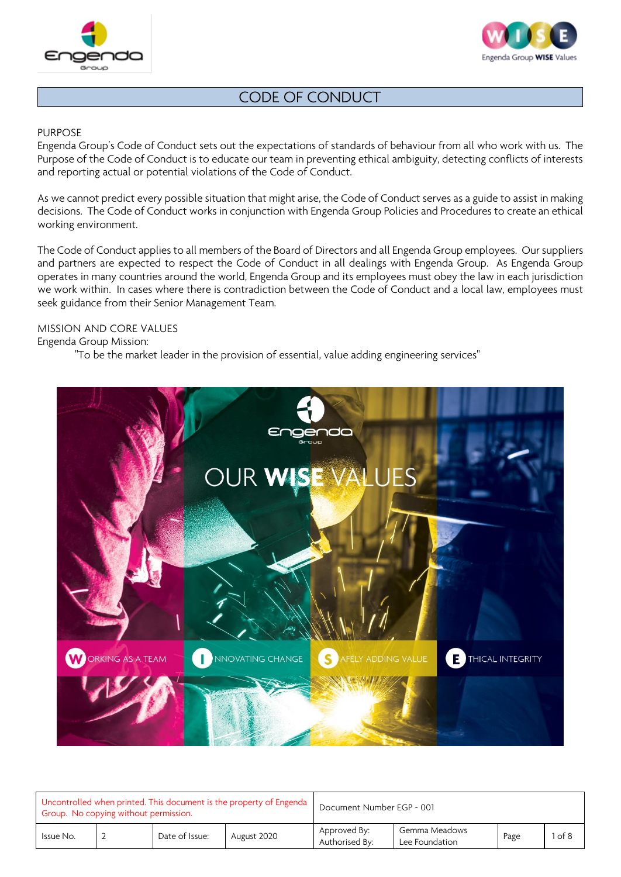# CODE OF CONDUCT

## PURPOSE

Engenda Group's Code of Conduct sets out the expectations of standards of behaviour from all who work with us. The Purpose of the Code of Conduct is to educate our team in preventing ethical ambiguity, detecting conflicts of interests and reporting actual or potential violations of the Code of Conduct.

As we cannot predict every possible situation that might arise, the Code of Conduct serves as a guide to assist in making decisions. The Code of Conduct works in conjunction with Engenda Group Policies and Procedures to create an ethical working environment.

The Code of Conduct applies to all members of the Board of Directors and all Engenda Group employees. Our suppliers and partners are expected to respect the Code of Conduct in all dealings with Engenda Group. As Engenda Group operates in many countries around the world, Engenda Group and its employees must obey the law in each jurisdiction we work within. In cases where there is contradiction between the Code of Conduct and a local law, employees must seek guidance from their Senior Management Team.

## MISSION AND CORE VALUES

Engenda Group Mission:

"To be the market leader in the provision of essential, value adding engineering services"

OUR WISE VALUES

- WORKING AS A TEAM
- INNOVATING CHANGE
- SAFELY ADDING VALUE
- ETHICAL INTEGRITY

| Uncontrolled when printed. This document is the property of Engenda Group. No copying without permission. | | | | Document Number EGP - 001 | | | |
|---|---|---|---|---|---|---|---|
| Issue No. | 2 | Date of Issue: | August 2020 | Approved By: Authorised By: | Gemma Meadows Lee Foundation | Page | 1 of 8 |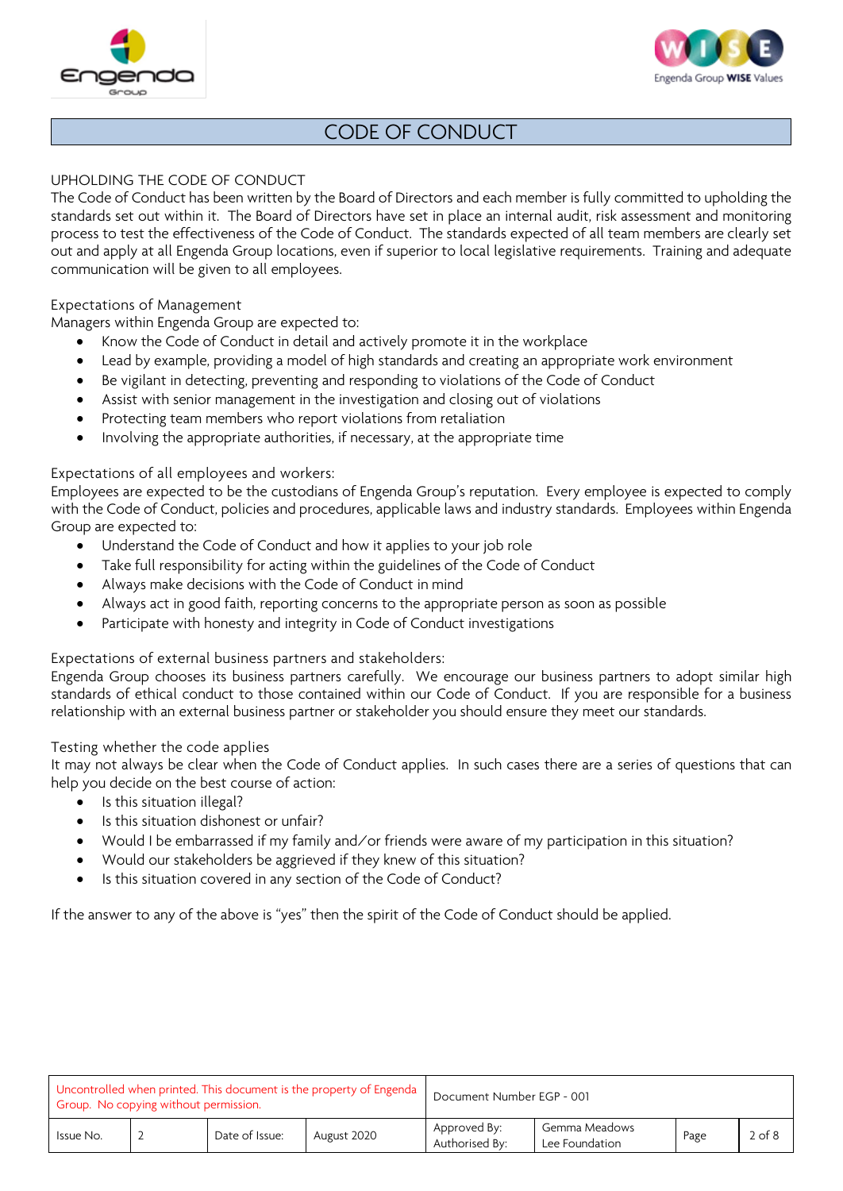# CODE OF CONDUCT

## UPHOLDING THE CODE OF CONDUCT

The Code of Conduct has been written by the Board of Directors and each member is fully committed to upholding the standards set out within it. The Board of Directors have set in place an internal audit, risk assessment and monitoring process to test the effectiveness of the Code of Conduct. The standards expected of all team members are clearly set out and apply at all Engenda Group locations, even if superior to local legislative requirements. Training and adequate communication will be given to all employees.

### Expectations of Management

Managers within Engenda Group are expected to:

- Know the Code of Conduct in detail and actively promote it in the workplace
- Lead by example, providing a model of high standards and creating an appropriate work environment
- Be vigilant in detecting, preventing and responding to violations of the Code of Conduct
- Assist with senior management in the investigation and closing out of violations
- Protecting team members who report violations from retaliation
- Involving the appropriate authorities, if necessary, at the appropriate time

### Expectations of all employees and workers:

Employees are expected to be the custodians of Engenda Group's reputation. Every employee is expected to comply with the Code of Conduct, policies and procedures, applicable laws and industry standards. Employees within Engenda Group are expected to:

- Understand the Code of Conduct and how it applies to your job role
- Take full responsibility for acting within the guidelines of the Code of Conduct
- Always make decisions with the Code of Conduct in mind
- Always act in good faith, reporting concerns to the appropriate person as soon as possible
- Participate with honesty and integrity in Code of Conduct investigations

### Expectations of external business partners and stakeholders:

Engenda Group chooses its business partners carefully. We encourage our business partners to adopt similar high standards of ethical conduct to those contained within our Code of Conduct. If you are responsible for a business relationship with an external business partner or stakeholder you should ensure they meet our standards.

### Testing whether the code applies

It may not always be clear when the Code of Conduct applies. In such cases there are a series of questions that can help you decide on the best course of action:

- Is this situation illegal?
- Is this situation dishonest or unfair?
- Would I be embarrassed if my family and/or friends were aware of my participation in this situation?
- Would our stakeholders be aggrieved if they knew of this situation?
- Is this situation covered in any section of the Code of Conduct?

If the answer to any of the above is "yes" then the spirit of the Code of Conduct should be applied.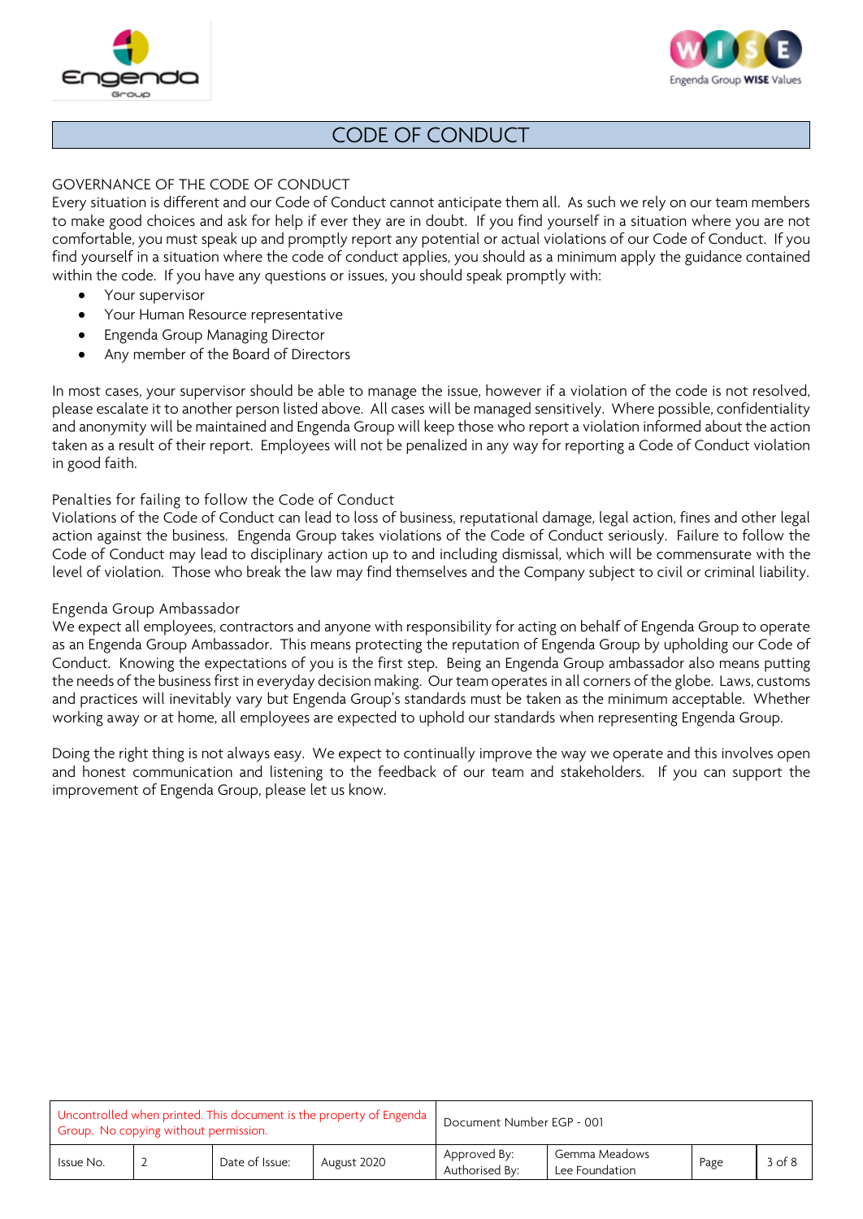# CODE OF CONDUCT

## GOVERNANCE OF THE CODE OF CONDUCT

Every situation is different and our Code of Conduct cannot anticipate them all. As such we rely on our team members to make good choices and ask for help if ever they are in doubt. If you find yourself in a situation where you are not comfortable, you must speak up and promptly report any potential or actual violations of our Code of Conduct. If you find yourself in a situation where the code of conduct applies, you should as a minimum apply the guidance contained within the code. If you have any questions or issues, you should speak promptly with:

- Your supervisor
- Your Human Resource representative
- Engenda Group Managing Director
- Any member of the Board of Directors

In most cases, your supervisor should be able to manage the issue, however if a violation of the code is not resolved, please escalate it to another person listed above. All cases will be managed sensitively. Where possible, confidentiality and anonymity will be maintained and Engenda Group will keep those who report a violation informed about the action taken as a result of their report. Employees will not be penalized in any way for reporting a Code of Conduct violation in good faith.

### Penalties for failing to follow the Code of Conduct

Violations of the Code of Conduct can lead to loss of business, reputational damage, legal action, fines and other legal action against the business. Engenda Group takes violations of the Code of Conduct seriously. Failure to follow the Code of Conduct may lead to disciplinary action up to and including dismissal, which will be commensurate with the level of violation. Those who break the law may find themselves and the Company subject to civil or criminal liability.

### Engenda Group Ambassador

We expect all employees, contractors and anyone with responsibility for acting on behalf of Engenda Group to operate as an Engenda Group Ambassador. This means protecting the reputation of Engenda Group by upholding our Code of Conduct. Knowing the expectations of you is the first step. Being an Engenda Group ambassador also means putting the needs of the business first in everyday decision making. Our team operates in all corners of the globe. Laws, customs and practices will inevitably vary but Engenda Group's standards must be taken as the minimum acceptable. Whether working away or at home, all employees are expected to uphold our standards when representing Engenda Group.

Doing the right thing is not always easy. We expect to continually improve the way we operate and this involves open and honest communication and listening to the feedback of our team and stakeholders. If you can support the improvement of Engenda Group, please let us know.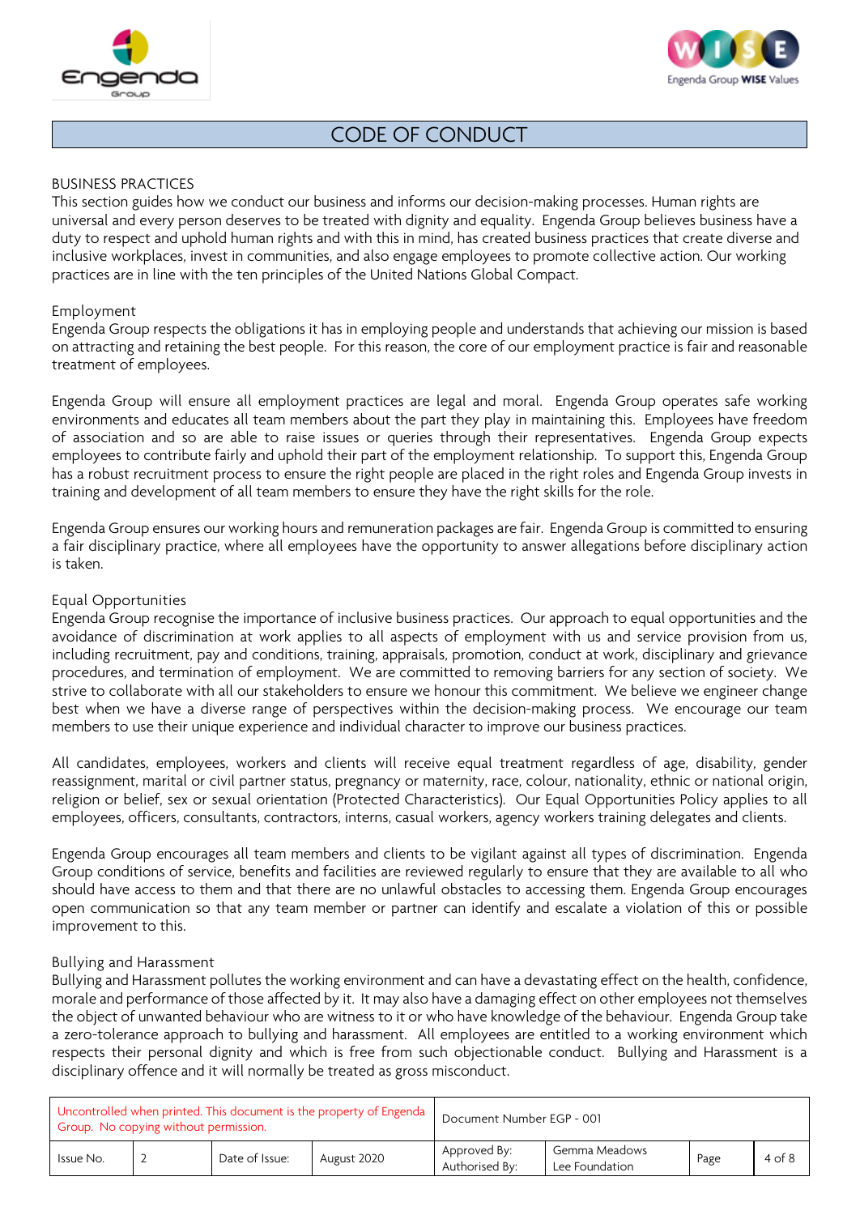# CODE OF CONDUCT

## BUSINESS PRACTICES

This section guides how we conduct our business and informs our decision-making processes. Human rights are universal and every person deserves to be treated with dignity and equality. Engenda Group believes business have a duty to respect and uphold human rights and with this in mind, has created business practices that create diverse and inclusive workplaces, invest in communities, and also engage employees to promote collective action. Our working practices are in line with the ten principles of the United Nations Global Compact.

### Employment

Engenda Group respects the obligations it has in employing people and understands that achieving our mission is based on attracting and retaining the best people. For this reason, the core of our employment practice is fair and reasonable treatment of employees.

Engenda Group will ensure all employment practices are legal and moral. Engenda Group operates safe working environments and educates all team members about the part they play in maintaining this. Employees have freedom of association and so are able to raise issues or queries through their representatives. Engenda Group expects employees to contribute fairly and uphold their part of the employment relationship. To support this, Engenda Group has a robust recruitment process to ensure the right people are placed in the right roles and Engenda Group invests in training and development of all team members to ensure they have the right skills for the role.

Engenda Group ensures our working hours and remuneration packages are fair. Engenda Group is committed to ensuring a fair disciplinary practice, where all employees have the opportunity to answer allegations before disciplinary action is taken.

### Equal Opportunities

Engenda Group recognise the importance of inclusive business practices. Our approach to equal opportunities and the avoidance of discrimination at work applies to all aspects of employment with us and service provision from us, including recruitment, pay and conditions, training, appraisals, promotion, conduct at work, disciplinary and grievance procedures, and termination of employment. We are committed to removing barriers for any section of society. We strive to collaborate with all our stakeholders to ensure we honour this commitment. We believe we engineer change best when we have a diverse range of perspectives within the decision-making process. We encourage our team members to use their unique experience and individual character to improve our business practices.

All candidates, employees, workers and clients will receive equal treatment regardless of age, disability, gender reassignment, marital or civil partner status, pregnancy or maternity, race, colour, nationality, ethnic or national origin, religion or belief, sex or sexual orientation (Protected Characteristics). Our Equal Opportunities Policy applies to all employees, officers, consultants, contractors, interns, casual workers, agency workers training delegates and clients.

Engenda Group encourages all team members and clients to be vigilant against all types of discrimination. Engenda Group conditions of service, benefits and facilities are reviewed regularly to ensure that they are available to all who should have access to them and that there are no unlawful obstacles to accessing them. Engenda Group encourages open communication so that any team member or partner can identify and escalate a violation of this or possible improvement to this.

### Bullying and Harassment

Bullying and Harassment pollutes the working environment and can have a devastating effect on the health, confidence, morale and performance of those affected by it. It may also have a damaging effect on other employees not themselves the object of unwanted behaviour who are witness to it or who have knowledge of the behaviour. Engenda Group take a zero-tolerance approach to bullying and harassment. All employees are entitled to a working environment which respects their personal dignity and which is free from such objectionable conduct. Bullying and Harassment is a disciplinary offence and it will normally be treated as gross misconduct.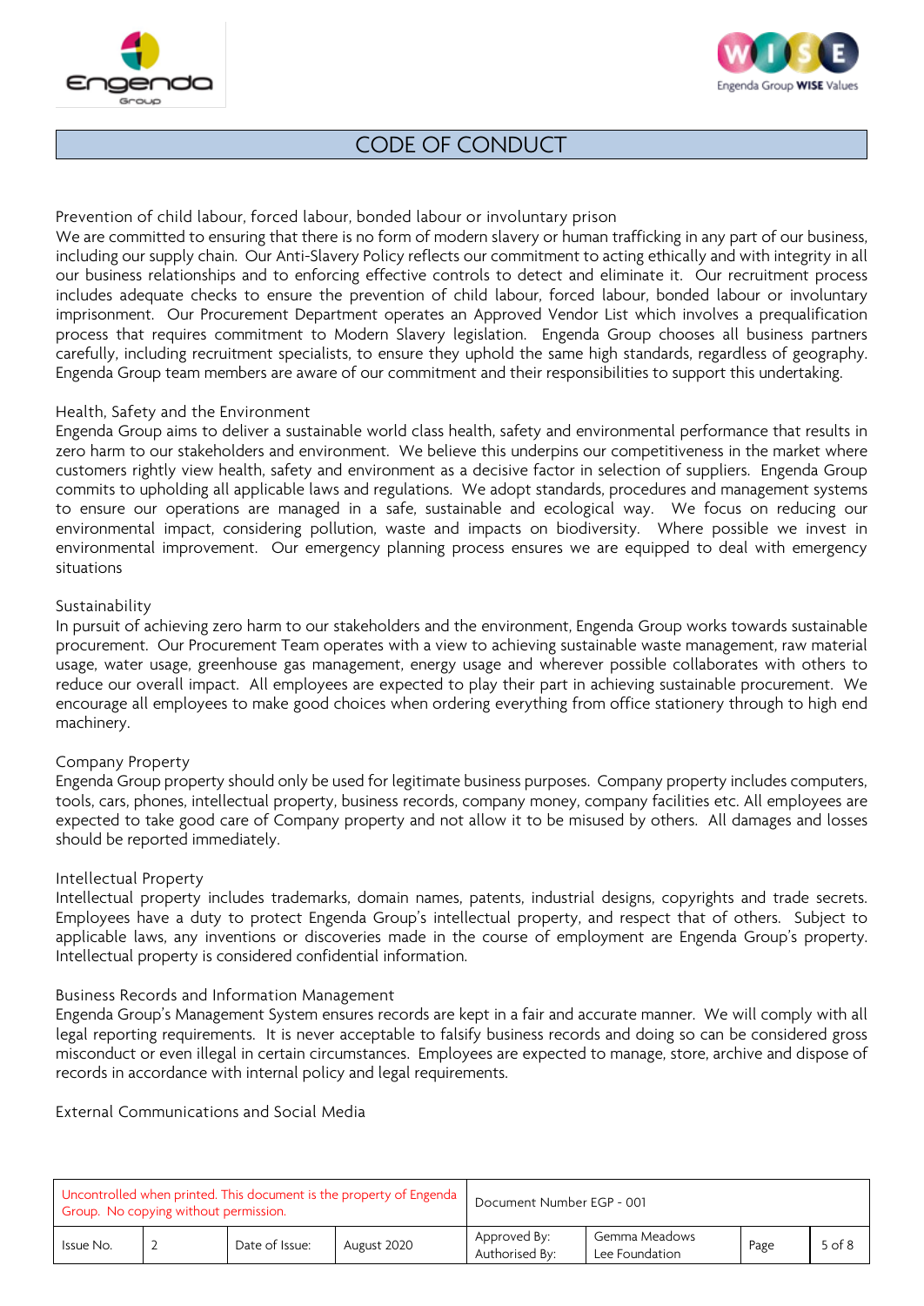## Prevention of child labour, forced labour, bonded labour or involuntary prison

We are committed to ensuring that there is no form of modern slavery or human trafficking in any part of our business, including our supply chain. Our Anti-Slavery Policy reflects our commitment to acting ethically and with integrity in all our business relationships and to enforcing effective controls to detect and eliminate it. Our recruitment process includes adequate checks to ensure the prevention of child labour, forced labour, bonded labour or involuntary imprisonment. Our Procurement Department operates an Approved Vendor List which involves a prequalification process that requires commitment to Modern Slavery legislation. Engenda Group chooses all business partners carefully, including recruitment specialists, to ensure they uphold the same high standards, regardless of geography. Engenda Group team members are aware of our commitment and their responsibilities to support this undertaking.

## Health, Safety and the Environment

Engenda Group aims to deliver a sustainable world class health, safety and environmental performance that results in zero harm to our stakeholders and environment. We believe this underpins our competitiveness in the market where customers rightly view health, safety and environment as a decisive factor in selection of suppliers. Engenda Group commits to upholding all applicable laws and regulations. We adopt standards, procedures and management systems to ensure our operations are managed in a safe, sustainable and ecological way. We focus on reducing our environmental impact, considering pollution, waste and impacts on biodiversity. Where possible we invest in environmental improvement. Our emergency planning process ensures we are equipped to deal with emergency situations

## Sustainability

In pursuit of achieving zero harm to our stakeholders and the environment, Engenda Group works towards sustainable procurement. Our Procurement Team operates with a view to achieving sustainable waste management, raw material usage, water usage, greenhouse gas management, energy usage and wherever possible collaborates with others to reduce our overall impact. All employees are expected to play their part in achieving sustainable procurement. We encourage all employees to make good choices when ordering everything from office stationery through to high end machinery.

## Company Property

Engenda Group property should only be used for legitimate business purposes. Company property includes computers, tools, cars, phones, intellectual property, business records, company money, company facilities etc. All employees are expected to take good care of Company property and not allow it to be misused by others. All damages and losses should be reported immediately.

## Intellectual Property

Intellectual property includes trademarks, domain names, patents, industrial designs, copyrights and trade secrets. Employees have a duty to protect Engenda Group's intellectual property, and respect that of others. Subject to applicable laws, any inventions or discoveries made in the course of employment are Engenda Group's property. Intellectual property is considered confidential information.

## Business Records and Information Management

Engenda Group's Management System ensures records are kept in a fair and accurate manner. We will comply with all legal reporting requirements. It is never acceptable to falsify business records and doing so can be considered gross misconduct or even illegal in certain circumstances. Employees are expected to manage, store, archive and dispose of records in accordance with internal policy and legal requirements.

## External Communications and Social Media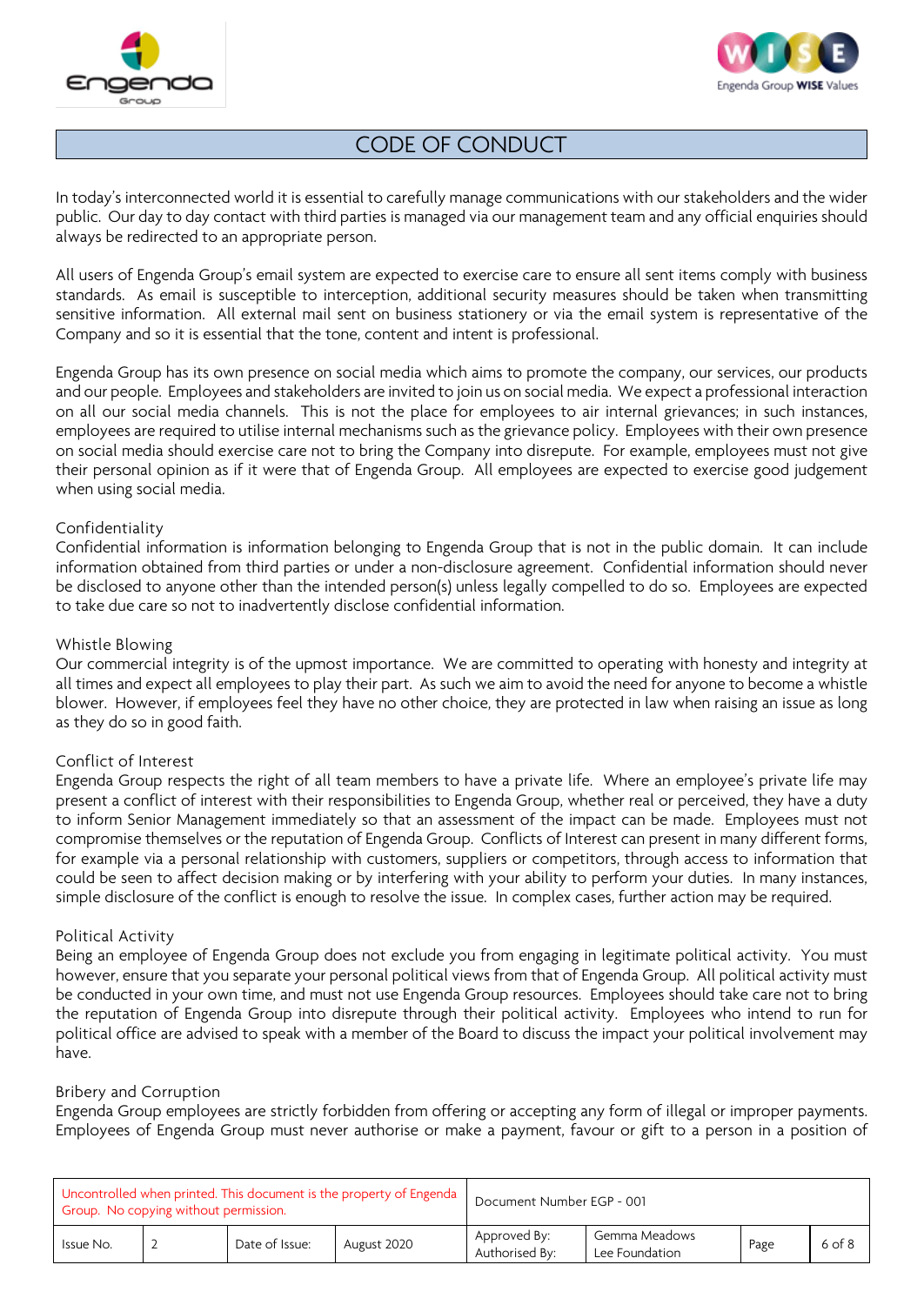# CODE OF CONDUCT

In today's interconnected world it is essential to carefully manage communications with our stakeholders and the wider public. Our day to day contact with third parties is managed via our management team and any official enquiries should always be redirected to an appropriate person.

All users of Engenda Group's email system are expected to exercise care to ensure all sent items comply with business standards. As email is susceptible to interception, additional security measures should be taken when transmitting sensitive information. All external mail sent on business stationery or via the email system is representative of the Company and so it is essential that the tone, content and intent is professional.

Engenda Group has its own presence on social media which aims to promote the company, our services, our products and our people. Employees and stakeholders are invited to join us on social media. We expect a professional interaction on all our social media channels. This is not the place for employees to air internal grievances; in such instances, employees are required to utilise internal mechanisms such as the grievance policy. Employees with their own presence on social media should exercise care not to bring the Company into disrepute. For example, employees must not give their personal opinion as if it were that of Engenda Group. All employees are expected to exercise good judgement when using social media.

## Confidentiality

Confidential information is information belonging to Engenda Group that is not in the public domain. It can include information obtained from third parties or under a non-disclosure agreement. Confidential information should never be disclosed to anyone other than the intended person(s) unless legally compelled to do so. Employees are expected to take due care so not to inadvertently disclose confidential information.

## Whistle Blowing

Our commercial integrity is of the upmost importance. We are committed to operating with honesty and integrity at all times and expect all employees to play their part. As such we aim to avoid the need for anyone to become a whistle blower. However, if employees feel they have no other choice, they are protected in law when raising an issue as long as they do so in good faith.

## Conflict of Interest

Engenda Group respects the right of all team members to have a private life. Where an employee's private life may present a conflict of interest with their responsibilities to Engenda Group, whether real or perceived, they have a duty to inform Senior Management immediately so that an assessment of the impact can be made. Employees must not compromise themselves or the reputation of Engenda Group. Conflicts of Interest can present in many different forms, for example via a personal relationship with customers, suppliers or competitors, through access to information that could be seen to affect decision making or by interfering with your ability to perform your duties. In many instances, simple disclosure of the conflict is enough to resolve the issue. In complex cases, further action may be required.

## Political Activity

Being an employee of Engenda Group does not exclude you from engaging in legitimate political activity. You must however, ensure that you separate your personal political views from that of Engenda Group. All political activity must be conducted in your own time, and must not use Engenda Group resources. Employees should take care not to bring the reputation of Engenda Group into disrepute through their political activity. Employees who intend to run for political office are advised to speak with a member of the Board to discuss the impact your political involvement may have.

## Bribery and Corruption

Engenda Group employees are strictly forbidden from offering or accepting any form of illegal or improper payments. Employees of Engenda Group must never authorise or make a payment, favour or gift to a person in a position of

| Uncontrolled when printed. This document is the property of Engenda Group. No copying without permission. | | | | Document Number EGP - 001 | | | |
|---|---|---|---|---|---|---|---|
| Issue No. | 2 | Date of Issue: | August 2020 | Approved By: Authorised By: | Gemma Meadows Lee Foundation | Page | 6 of 8 |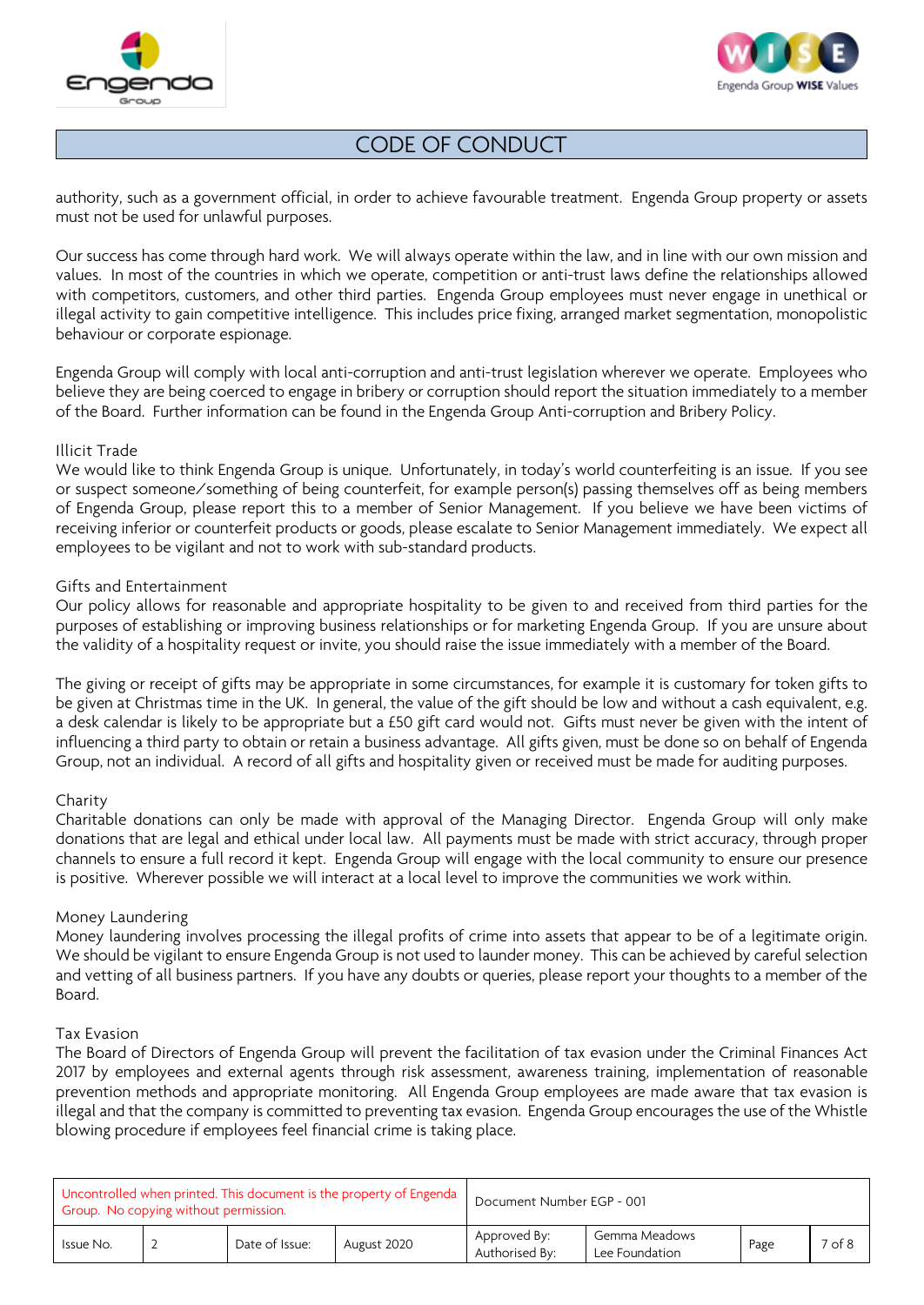authority, such as a government official, in order to achieve favourable treatment. Engenda Group property or assets must not be used for unlawful purposes.

Our success has come through hard work. We will always operate within the law, and in line with our own mission and values. In most of the countries in which we operate, competition or anti-trust laws define the relationships allowed with competitors, customers, and other third parties. Engenda Group employees must never engage in unethical or illegal activity to gain competitive intelligence. This includes price fixing, arranged market segmentation, monopolistic behaviour or corporate espionage.

Engenda Group will comply with local anti-corruption and anti-trust legislation wherever we operate. Employees who believe they are being coerced to engage in bribery or corruption should report the situation immediately to a member of the Board. Further information can be found in the Engenda Group Anti-corruption and Bribery Policy.

### Illicit Trade

We would like to think Engenda Group is unique. Unfortunately, in today's world counterfeiting is an issue. If you see or suspect someone/something of being counterfeit, for example person(s) passing themselves off as being members of Engenda Group, please report this to a member of Senior Management. If you believe we have been victims of receiving inferior or counterfeit products or goods, please escalate to Senior Management immediately. We expect all employees to be vigilant and not to work with sub-standard products.

### Gifts and Entertainment

Our policy allows for reasonable and appropriate hospitality to be given to and received from third parties for the purposes of establishing or improving business relationships or for marketing Engenda Group. If you are unsure about the validity of a hospitality request or invite, you should raise the issue immediately with a member of the Board.

The giving or receipt of gifts may be appropriate in some circumstances, for example it is customary for token gifts to be given at Christmas time in the UK. In general, the value of the gift should be low and without a cash equivalent, e.g. a desk calendar is likely to be appropriate but a £50 gift card would not. Gifts must never be given with the intent of influencing a third party to obtain or retain a business advantage. All gifts given, must be done so on behalf of Engenda Group, not an individual. A record of all gifts and hospitality given or received must be made for auditing purposes.

### Charity

Charitable donations can only be made with approval of the Managing Director. Engenda Group will only make donations that are legal and ethical under local law. All payments must be made with strict accuracy, through proper channels to ensure a full record it kept. Engenda Group will engage with the local community to ensure our presence is positive. Wherever possible we will interact at a local level to improve the communities we work within.

### Money Laundering

Money laundering involves processing the illegal profits of crime into assets that appear to be of a legitimate origin. We should be vigilant to ensure Engenda Group is not used to launder money. This can be achieved by careful selection and vetting of all business partners. If you have any doubts or queries, please report your thoughts to a member of the Board.

### Tax Evasion

The Board of Directors of Engenda Group will prevent the facilitation of tax evasion under the Criminal Finances Act 2017 by employees and external agents through risk assessment, awareness training, implementation of reasonable prevention methods and appropriate monitoring. All Engenda Group employees are made aware that tax evasion is illegal and that the company is committed to preventing tax evasion. Engenda Group encourages the use of the Whistle blowing procedure if employees feel financial crime is taking place.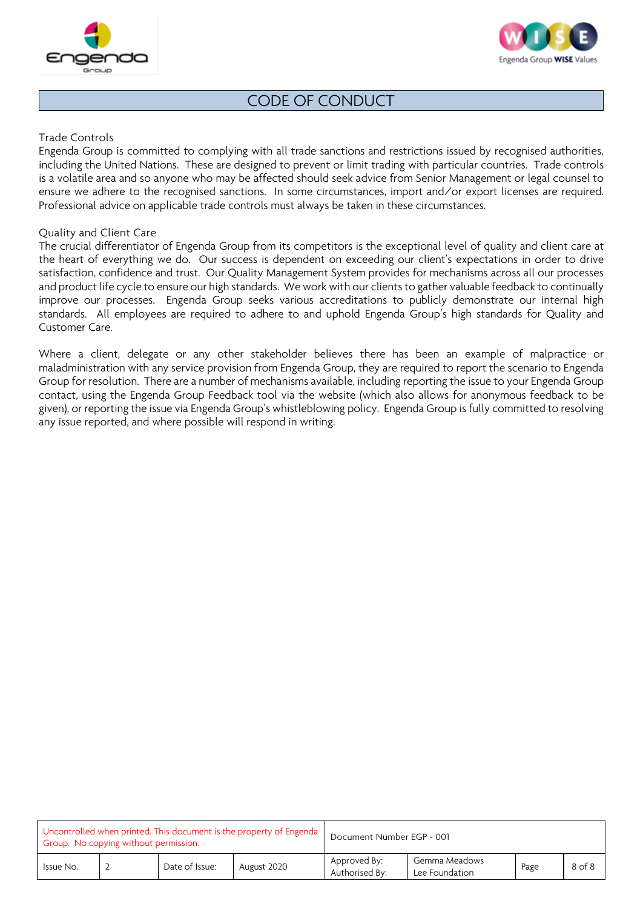# CODE OF CONDUCT

## Trade Controls

Engenda Group is committed to complying with all trade sanctions and restrictions issued by recognised authorities, including the United Nations. These are designed to prevent or limit trading with particular countries. Trade controls is a volatile area and so anyone who may be affected should seek advice from Senior Management or legal counsel to ensure we adhere to the recognised sanctions. In some circumstances, import and/or export licenses are required. Professional advice on applicable trade controls must always be taken in these circumstances.

## Quality and Client Care

The crucial differentiator of Engenda Group from its competitors is the exceptional level of quality and client care at the heart of everything we do. Our success is dependent on exceeding our client's expectations in order to drive satisfaction, confidence and trust. Our Quality Management System provides for mechanisms across all our processes and product life cycle to ensure our high standards. We work with our clients to gather valuable feedback to continually improve our processes. Engenda Group seeks various accreditations to publicly demonstrate our internal high standards. All employees are required to adhere to and uphold Engenda Group's high standards for Quality and Customer Care.

Where a client, delegate or any other stakeholder believes there has been an example of malpractice or maladministration with any service provision from Engenda Group, they are required to report the scenario to Engenda Group for resolution. There are a number of mechanisms available, including reporting the issue to your Engenda Group contact, using the Engenda Group Feedback tool via the website (which also allows for anonymous feedback to be given), or reporting the issue via Engenda Group's whistleblowing policy. Engenda Group is fully committed to resolving any issue reported, and where possible will respond in writing.